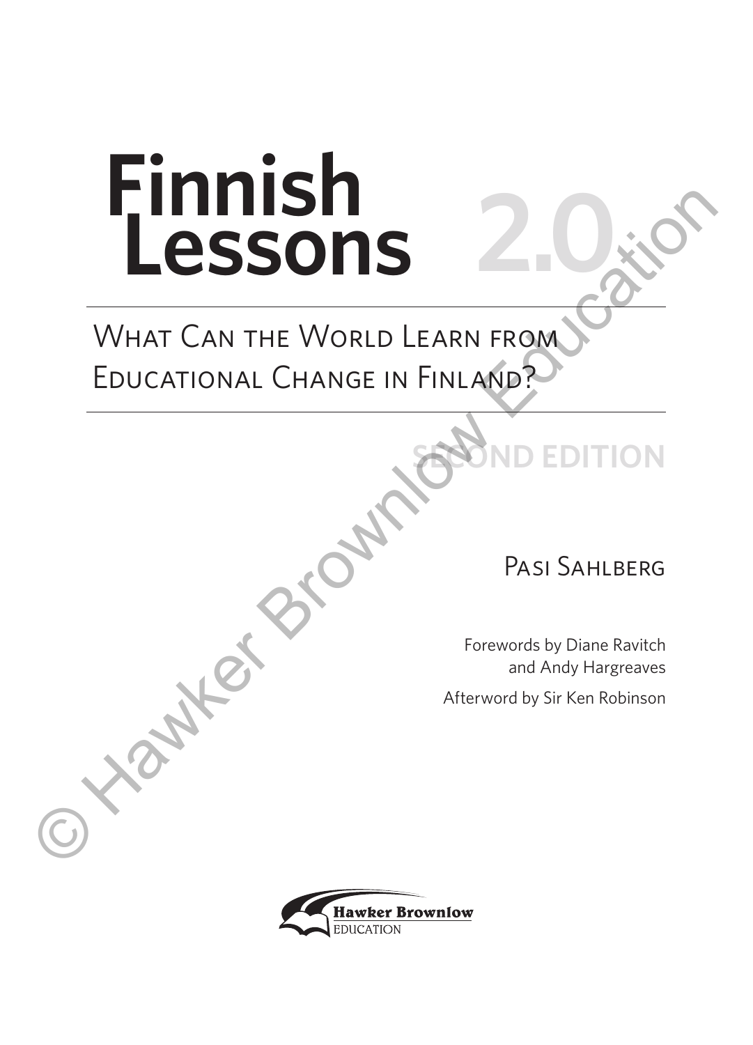# Finnish Lessons 2.0

## What Can the World Learn from Educational Change in Finland?

**SECOND EDITION**

Pasi Sahlberg

Forewords by Diane Ravitch
and Andy Hargreaves

Afterword by Sir Ken Robinson

Hawker Brownlow
EDUCATION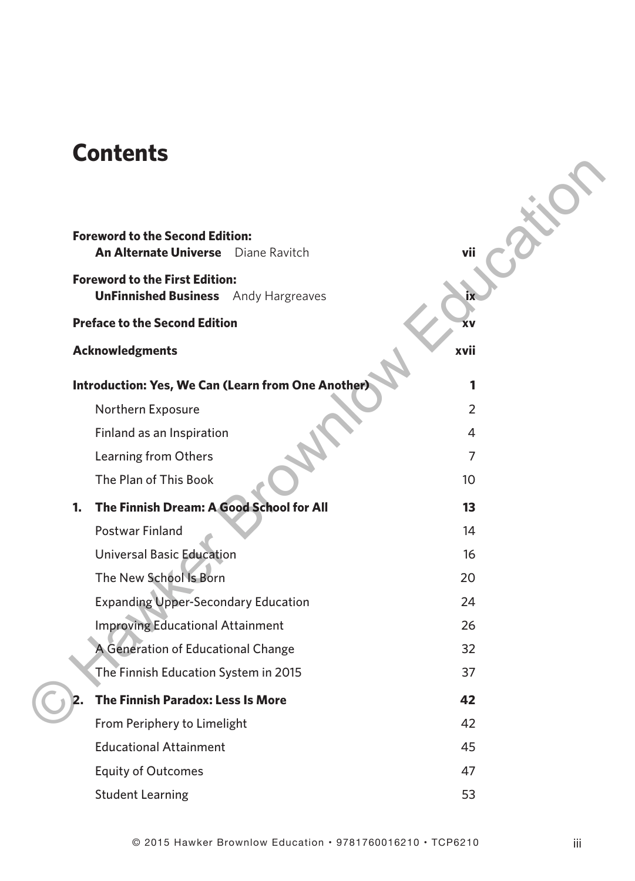# Contents

**Foreword to the Second Edition:**
**An Alternate Universe** Diane Ravitch ... **vii**

**Foreword to the First Edition:**
**UnFinnished Business** Andy Hargreaves ... **ix**

**Preface to the Second Edition** ... **xv**

**Acknowledgments** ... **xvii**

**Introduction: Yes, We Can (Learn from One Another)** ... **1**

- Northern Exposure ... 2
- Finland as an Inspiration ... 4
- Learning from Others ... 7
- The Plan of This Book ... 10

**1. The Finnish Dream: A Good School for All** ... **13**

- Postwar Finland ... 14
- Universal Basic Education ... 16
- The New School Is Born ... 20
- Expanding Upper-Secondary Education ... 24
- Improving Educational Attainment ... 26
- A Generation of Educational Change ... 32
- The Finnish Education System in 2015 ... 37

**2. The Finnish Paradox: Less Is More** ... **42**

- From Periphery to Limelight ... 42
- Educational Attainment ... 45
- Equity of Outcomes ... 47
- Student Learning ... 53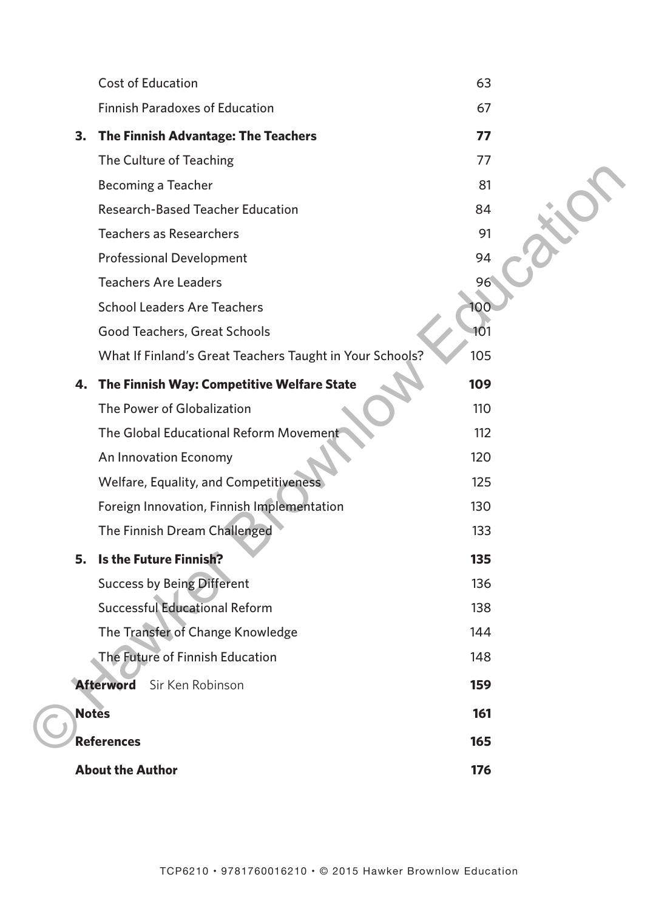| | |
|---|---|
| Cost of Education | 63 |
| Finnish Paradoxes of Education | 67 |
| **3. The Finnish Advantage: The Teachers** | **77** |
| The Culture of Teaching | 77 |
| Becoming a Teacher | 81 |
| Research-Based Teacher Education | 84 |
| Teachers as Researchers | 91 |
| Professional Development | 94 |
| Teachers Are Leaders | 96 |
| School Leaders Are Teachers | 100 |
| Good Teachers, Great Schools | 101 |
| What If Finland's Great Teachers Taught in Your Schools? | 105 |
| **4. The Finnish Way: Competitive Welfare State** | **109** |
| The Power of Globalization | 110 |
| The Global Educational Reform Movement | 112 |
| An Innovation Economy | 120 |
| Welfare, Equality, and Competitiveness | 125 |
| Foreign Innovation, Finnish Implementation | 130 |
| The Finnish Dream Challenged | 133 |
| **5. Is the Future Finnish?** | **135** |
| Success by Being Different | 136 |
| Successful Educational Reform | 138 |
| The Transfer of Change Knowledge | 144 |
| The Future of Finnish Education | 148 |
| **Afterword** Sir Ken Robinson | **159** |
| **Notes** | **161** |
| **References** | **165** |
| **About the Author** | **176** |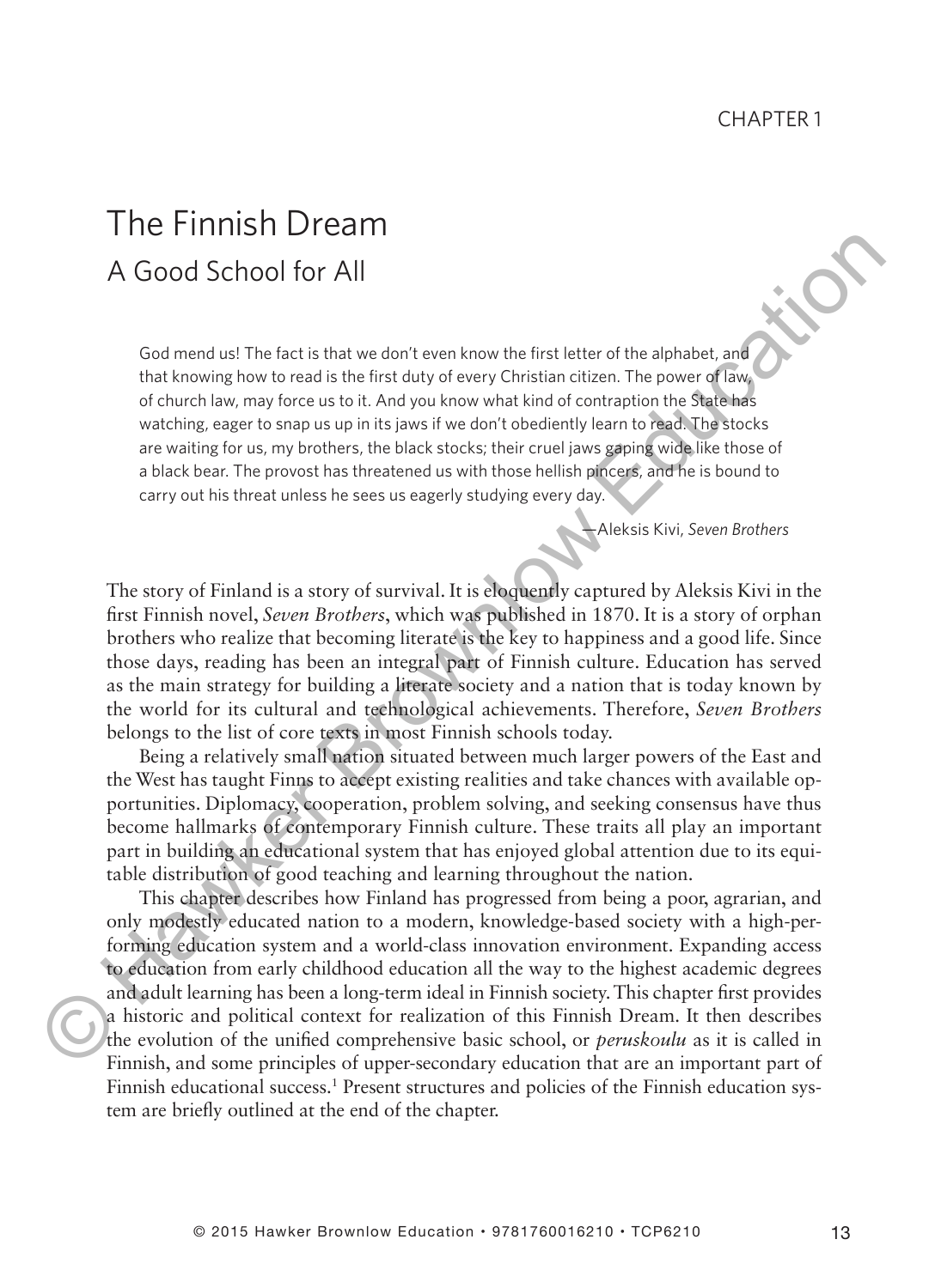CHAPTER 1

# The Finnish Dream

## A Good School for All

> God mend us! The fact is that we don't even know the first letter of the alphabet, and that knowing how to read is the first duty of every Christian citizen. The power of law, of church law, may force us to it. And you know what kind of contraption the State has watching, eager to snap us up in its jaws if we don't obediently learn to read. The stocks are waiting for us, my brothers, the black stocks; their cruel jaws gaping wide like those of a black bear. The provost has threatened us with those hellish pincers, and he is bound to carry out his threat unless he sees us eagerly studying every day.
>
> —Aleksis Kivi, *Seven Brothers*

The story of Finland is a story of survival. It is eloquently captured by Aleksis Kivi in the first Finnish novel, *Seven Brothers*, which was published in 1870. It is a story of orphan brothers who realize that becoming literate is the key to happiness and a good life. Since those days, reading has been an integral part of Finnish culture. Education has served as the main strategy for building a literate society and a nation that is today known by the world for its cultural and technological achievements. Therefore, *Seven Brothers* belongs to the list of core texts in most Finnish schools today.

Being a relatively small nation situated between much larger powers of the East and the West has taught Finns to accept existing realities and take chances with available opportunities. Diplomacy, cooperation, problem solving, and seeking consensus have thus become hallmarks of contemporary Finnish culture. These traits all play an important part in building an educational system that has enjoyed global attention due to its equitable distribution of good teaching and learning throughout the nation.

This chapter describes how Finland has progressed from being a poor, agrarian, and only modestly educated nation to a modern, knowledge-based society with a high-performing education system and a world-class innovation environment. Expanding access to education from early childhood education all the way to the highest academic degrees and adult learning has been a long-term ideal in Finnish society. This chapter first provides a historic and political context for realization of this Finnish Dream. It then describes the evolution of the unified comprehensive basic school, or *peruskoulu* as it is called in Finnish, and some principles of upper-secondary education that are an important part of Finnish educational success.[1] Present structures and policies of the Finnish education system are briefly outlined at the end of the chapter.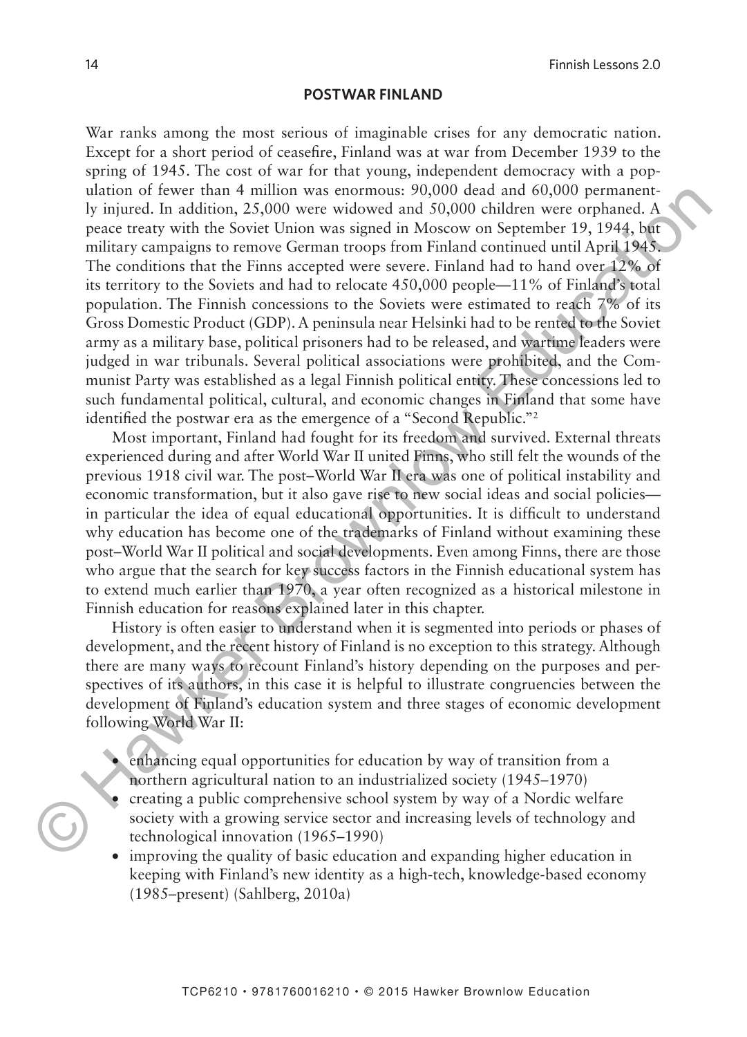## POSTWAR FINLAND

War ranks among the most serious of imaginable crises for any democratic nation. Except for a short period of ceasefire, Finland was at war from December 1939 to the spring of 1945. The cost of war for that young, independent democracy with a population of fewer than 4 million was enormous: 90,000 dead and 60,000 permanently injured. In addition, 25,000 were widowed and 50,000 children were orphaned. A peace treaty with the Soviet Union was signed in Moscow on September 19, 1944, but military campaigns to remove German troops from Finland continued until April 1945. The conditions that the Finns accepted were severe. Finland had to hand over 12% of its territory to the Soviets and had to relocate 450,000 people—11% of Finland's total population. The Finnish concessions to the Soviets were estimated to reach 7% of its Gross Domestic Product (GDP). A peninsula near Helsinki had to be rented to the Soviet army as a military base, political prisoners had to be released, and wartime leaders were judged in war tribunals. Several political associations were prohibited, and the Communist Party was established as a legal Finnish political entity. These concessions led to such fundamental political, cultural, and economic changes in Finland that some have identified the postwar era as the emergence of a "Second Republic."[2]

Most important, Finland had fought for its freedom and survived. External threats experienced during and after World War II united Finns, who still felt the wounds of the previous 1918 civil war. The post–World War II era was one of political instability and economic transformation, but it also gave rise to new social ideas and social policies—in particular the idea of equal educational opportunities. It is difficult to understand why education has become one of the trademarks of Finland without examining these post–World War II political and social developments. Even among Finns, there are those who argue that the search for key success factors in the Finnish educational system has to extend much earlier than 1970, a year often recognized as a historical milestone in Finnish education for reasons explained later in this chapter.

History is often easier to understand when it is segmented into periods or phases of development, and the recent history of Finland is no exception to this strategy. Although there are many ways to recount Finland's history depending on the purposes and perspectives of its authors, in this case it is helpful to illustrate congruencies between the development of Finland's education system and three stages of economic development following World War II:

- enhancing equal opportunities for education by way of transition from a northern agricultural nation to an industrialized society (1945–1970)
- creating a public comprehensive school system by way of a Nordic welfare society with a growing service sector and increasing levels of technology and technological innovation (1965–1990)
- improving the quality of basic education and expanding higher education in keeping with Finland's new identity as a high-tech, knowledge-based economy (1985–present) (Sahlberg, 2010a)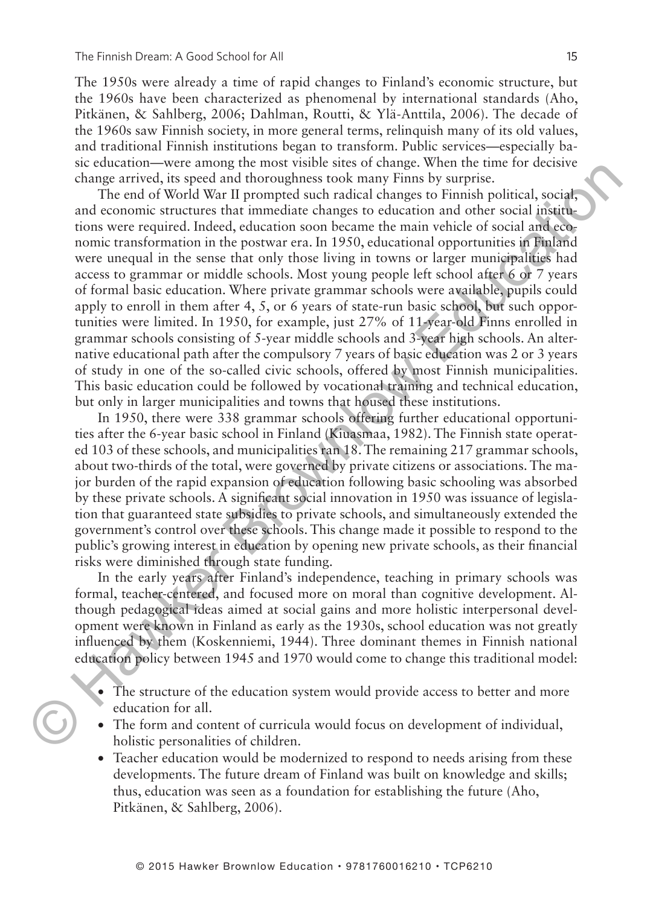The 1950s were already a time of rapid changes to Finland's economic structure, but the 1960s have been characterized as phenomenal by international standards (Aho, Pitkänen, & Sahlberg, 2006; Dahlman, Routti, & Ylä-Anttila, 2006). The decade of the 1960s saw Finnish society, in more general terms, relinquish many of its old values, and traditional Finnish institutions began to transform. Public services—especially basic education—were among the most visible sites of change. When the time for decisive change arrived, its speed and thoroughness took many Finns by surprise.

The end of World War II prompted such radical changes to Finnish political, social, and economic structures that immediate changes to education and other social institutions were required. Indeed, education soon became the main vehicle of social and economic transformation in the postwar era. In 1950, educational opportunities in Finland were unequal in the sense that only those living in towns or larger municipalities had access to grammar or middle schools. Most young people left school after 6 or 7 years of formal basic education. Where private grammar schools were available, pupils could apply to enroll in them after 4, 5, or 6 years of state-run basic school, but such opportunities were limited. In 1950, for example, just 27% of 11-year-old Finns enrolled in grammar schools consisting of 5-year middle schools and 3-year high schools. An alternative educational path after the compulsory 7 years of basic education was 2 or 3 years of study in one of the so-called civic schools, offered by most Finnish municipalities. This basic education could be followed by vocational training and technical education, but only in larger municipalities and towns that housed these institutions.

In 1950, there were 338 grammar schools offering further educational opportunities after the 6-year basic school in Finland (Kiuasmaa, 1982). The Finnish state operated 103 of these schools, and municipalities ran 18. The remaining 217 grammar schools, about two-thirds of the total, were governed by private citizens or associations. The major burden of the rapid expansion of education following basic schooling was absorbed by these private schools. A significant social innovation in 1950 was issuance of legislation that guaranteed state subsidies to private schools, and simultaneously extended the government's control over these schools. This change made it possible to respond to the public's growing interest in education by opening new private schools, as their financial risks were diminished through state funding.

In the early years after Finland's independence, teaching in primary schools was formal, teacher-centered, and focused more on moral than cognitive development. Although pedagogical ideas aimed at social gains and more holistic interpersonal development were known in Finland as early as the 1930s, school education was not greatly influenced by them (Koskenniemi, 1944). Three dominant themes in Finnish national education policy between 1945 and 1970 would come to change this traditional model:

- The structure of the education system would provide access to better and more education for all.
- The form and content of curricula would focus on development of individual, holistic personalities of children.
- Teacher education would be modernized to respond to needs arising from these developments. The future dream of Finland was built on knowledge and skills; thus, education was seen as a foundation for establishing the future (Aho, Pitkänen, & Sahlberg, 2006).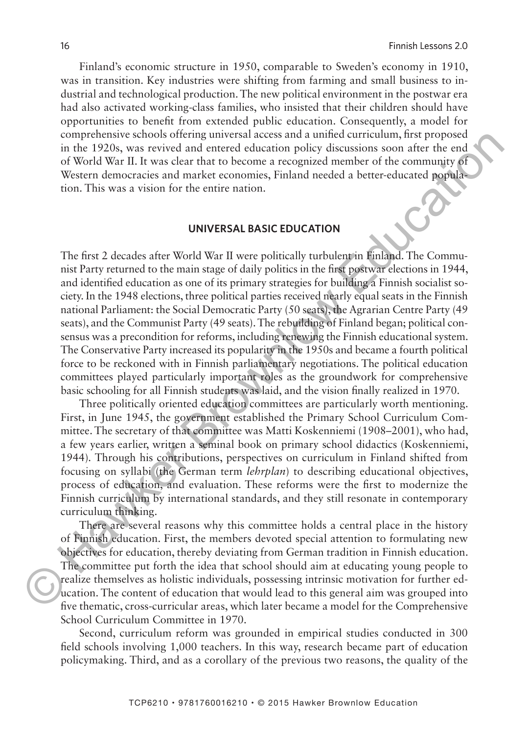Finland's economic structure in 1950, comparable to Sweden's economy in 1910, was in transition. Key industries were shifting from farming and small business to industrial and technological production. The new political environment in the postwar era had also activated working-class families, who insisted that their children should have opportunities to benefit from extended public education. Consequently, a model for comprehensive schools offering universal access and a unified curriculum, first proposed in the 1920s, was revived and entered education policy discussions soon after the end of World War II. It was clear that to become a recognized member of the community of Western democracies and market economies, Finland needed a better-educated population. This was a vision for the entire nation.

## UNIVERSAL BASIC EDUCATION

The first 2 decades after World War II were politically turbulent in Finland. The Communist Party returned to the main stage of daily politics in the first postwar elections in 1944, and identified education as one of its primary strategies for building a Finnish socialist society. In the 1948 elections, three political parties received nearly equal seats in the Finnish national Parliament: the Social Democratic Party (50 seats), the Agrarian Centre Party (49 seats), and the Communist Party (49 seats). The rebuilding of Finland began; political consensus was a precondition for reforms, including renewing the Finnish educational system. The Conservative Party increased its popularity in the 1950s and became a fourth political force to be reckoned with in Finnish parliamentary negotiations. The political education committees played particularly important roles as the groundwork for comprehensive basic schooling for all Finnish students was laid, and the vision finally realized in 1970.

Three politically oriented education committees are particularly worth mentioning. First, in June 1945, the government established the Primary School Curriculum Committee. The secretary of that committee was Matti Koskenniemi (1908–2001), who had, a few years earlier, written a seminal book on primary school didactics (Koskenniemi, 1944). Through his contributions, perspectives on curriculum in Finland shifted from focusing on syllabi (the German term *lehrplan*) to describing educational objectives, process of education, and evaluation. These reforms were the first to modernize the Finnish curriculum by international standards, and they still resonate in contemporary curriculum thinking.

There are several reasons why this committee holds a central place in the history of Finnish education. First, the members devoted special attention to formulating new objectives for education, thereby deviating from German tradition in Finnish education. The committee put forth the idea that school should aim at educating young people to realize themselves as holistic individuals, possessing intrinsic motivation for further education. The content of education that would lead to this general aim was grouped into five thematic, cross-curricular areas, which later became a model for the Comprehensive School Curriculum Committee in 1970.

Second, curriculum reform was grounded in empirical studies conducted in 300 field schools involving 1,000 teachers. In this way, research became part of education policymaking. Third, and as a corollary of the previous two reasons, the quality of the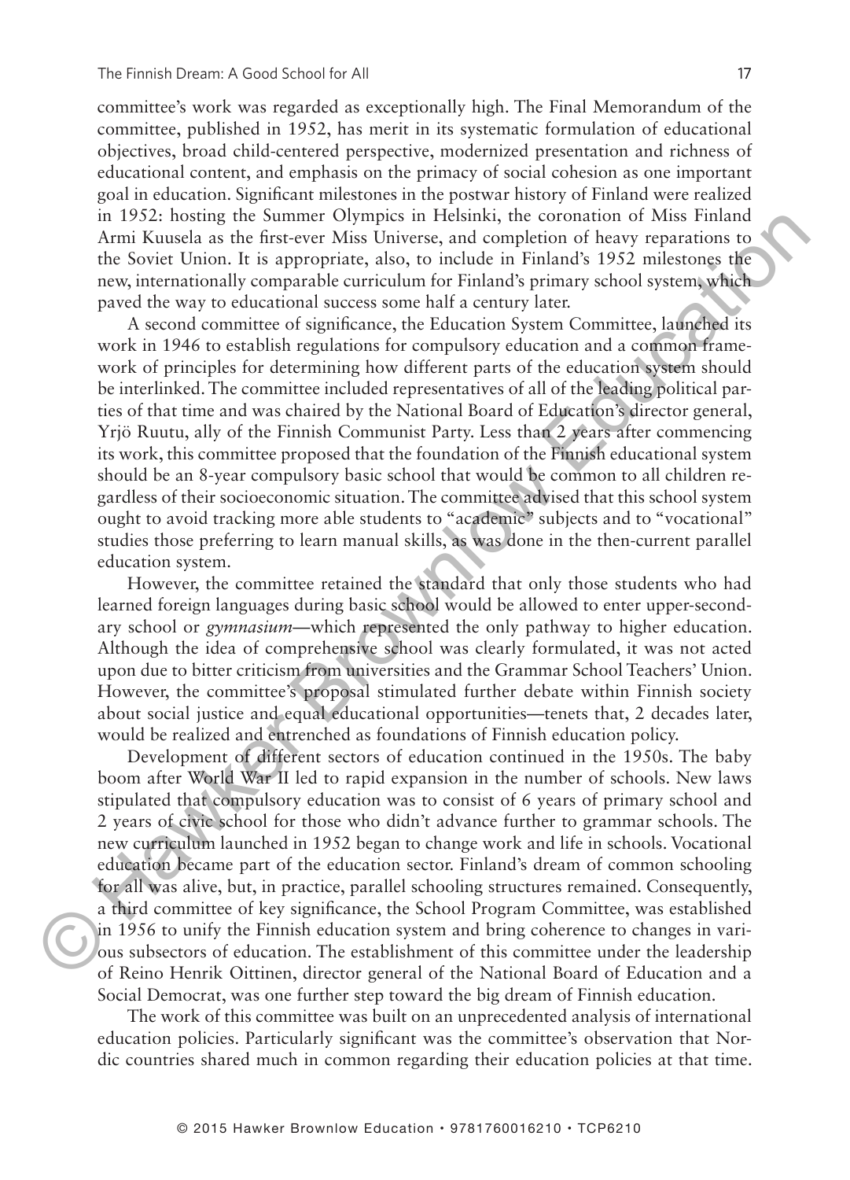committee's work was regarded as exceptionally high. The Final Memorandum of the committee, published in 1952, has merit in its systematic formulation of educational objectives, broad child-centered perspective, modernized presentation and richness of educational content, and emphasis on the primacy of social cohesion as one important goal in education. Significant milestones in the postwar history of Finland were realized in 1952: hosting the Summer Olympics in Helsinki, the coronation of Miss Finland Armi Kuusela as the first-ever Miss Universe, and completion of heavy reparations to the Soviet Union. It is appropriate, also, to include in Finland's 1952 milestones the new, internationally comparable curriculum for Finland's primary school system, which paved the way to educational success some half a century later.

A second committee of significance, the Education System Committee, launched its work in 1946 to establish regulations for compulsory education and a common framework of principles for determining how different parts of the education system should be interlinked. The committee included representatives of all of the leading political parties of that time and was chaired by the National Board of Education's director general, Yrjö Ruutu, ally of the Finnish Communist Party. Less than 2 years after commencing its work, this committee proposed that the foundation of the Finnish educational system should be an 8-year compulsory basic school that would be common to all children regardless of their socioeconomic situation. The committee advised that this school system ought to avoid tracking more able students to "academic" subjects and to "vocational" studies those preferring to learn manual skills, as was done in the then-current parallel education system.

However, the committee retained the standard that only those students who had learned foreign languages during basic school would be allowed to enter upper-secondary school or *gymnasium*—which represented the only pathway to higher education. Although the idea of comprehensive school was clearly formulated, it was not acted upon due to bitter criticism from universities and the Grammar School Teachers' Union. However, the committee's proposal stimulated further debate within Finnish society about social justice and equal educational opportunities—tenets that, 2 decades later, would be realized and entrenched as foundations of Finnish education policy.

Development of different sectors of education continued in the 1950s. The baby boom after World War II led to rapid expansion in the number of schools. New laws stipulated that compulsory education was to consist of 6 years of primary school and 2 years of civic school for those who didn't advance further to grammar schools. The new curriculum launched in 1952 began to change work and life in schools. Vocational education became part of the education sector. Finland's dream of common schooling for all was alive, but, in practice, parallel schooling structures remained. Consequently, a third committee of key significance, the School Program Committee, was established in 1956 to unify the Finnish education system and bring coherence to changes in various subsectors of education. The establishment of this committee under the leadership of Reino Henrik Oittinen, director general of the National Board of Education and a Social Democrat, was one further step toward the big dream of Finnish education.

The work of this committee was built on an unprecedented analysis of international education policies. Particularly significant was the committee's observation that Nordic countries shared much in common regarding their education policies at that time.